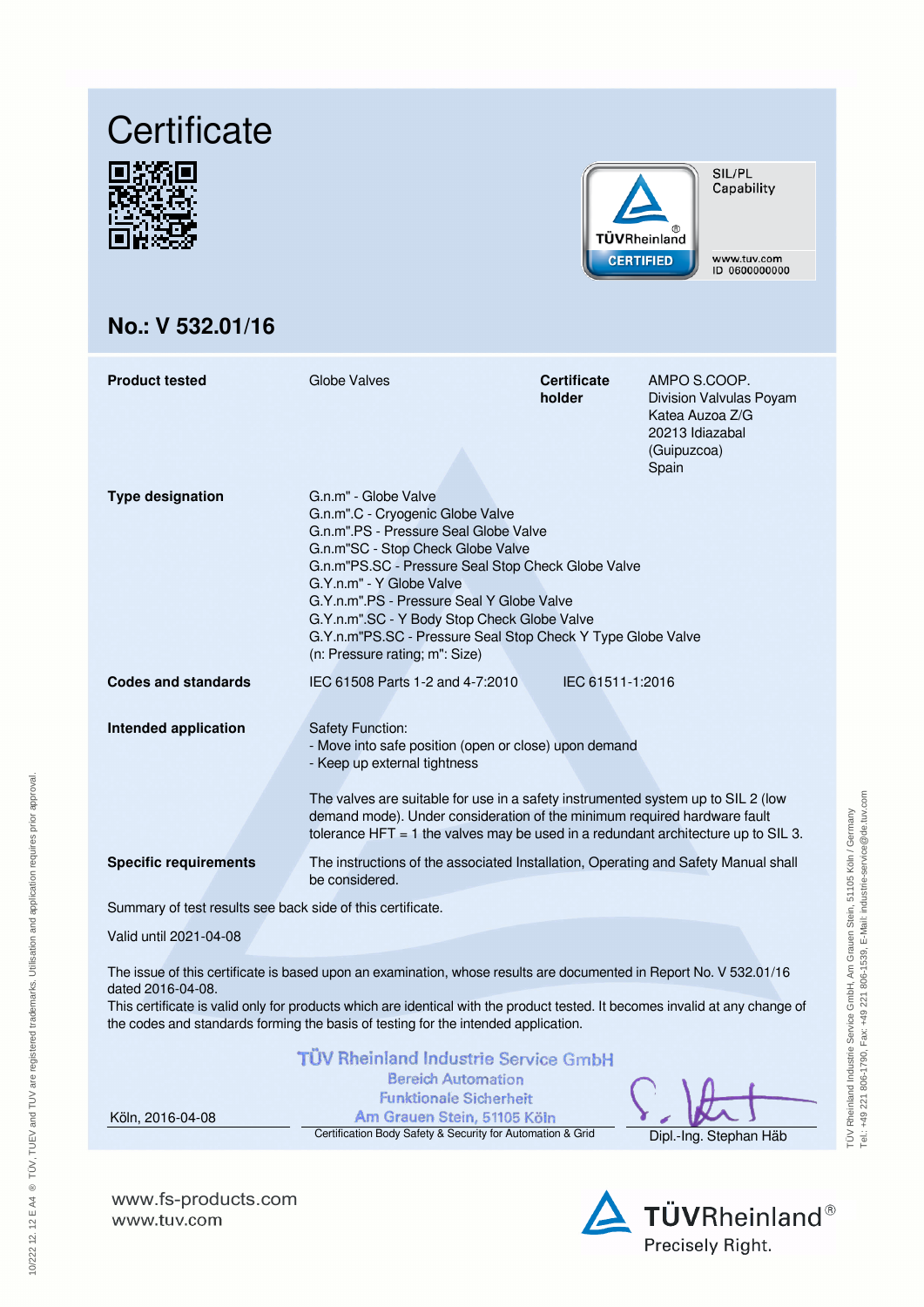# Certificate

SIL/PL Capability

www.tuv.com
ID 0600000000

## No.: V 532.01/16

| | | | |
|---|---|---|---|
| **Product tested** | Globe Valves | **Certificate holder** | AMPO S.COOP.<br>Division Valvulas Poyam<br>Katea Auzoa Z/G<br>20213 Idiazabal<br>(Guipuzcoa)<br>Spain |

**Type designation**

G.n.m" - Globe Valve
G.n.m".C - Cryogenic Globe Valve
G.n.m".PS - Pressure Seal Globe Valve
G.n.m"SC - Stop Check Globe Valve
G.n.m"PS.SC - Pressure Seal Stop Check Globe Valve
G.Y.n.m" - Y Globe Valve
G.Y.n.m".PS - Pressure Seal Y Globe Valve
G.Y.n.m".SC - Y Body Stop Check Globe Valve
G.Y.n.m"PS.SC - Pressure Seal Stop Check Y Type Globe Valve
(n: Pressure rating; m": Size)

**Codes and standards**

IEC 61508 Parts 1-2 and 4-7:2010    IEC 61511-1:2016

**Intended application**

Safety Function:
- Move into safe position (open or close) upon demand
- Keep up external tightness

The valves are suitable for use in a safety instrumented system up to SIL 2 (low demand mode). Under consideration of the minimum required hardware fault tolerance HFT = 1 the valves may be used in a redundant architecture up to SIL 3.

**Specific requirements**

The instructions of the associated Installation, Operating and Safety Manual shall be considered.

Summary of test results see back side of this certificate.

Valid until 2021-04-08

The issue of this certificate is based upon an examination, whose results are documented in Report No. V 532.01/16 dated 2016-04-08.
This certificate is valid only for products which are identical with the product tested. It becomes invalid at any change of the codes and standards forming the basis of testing for the intended application.

TÜV Rheinland Industrie Service GmbH
Bereich Automation
Funktionale Sicherheit
Am Grauen Stein, 51105 Köln

Köln, 2016-04-08

Certification Body Safety & Security for Automation & Grid

Dipl.-Ing. Stephan Häb

TÜV Rheinland Industrie Service GmbH, Am Grauen Stein, 51105 Köln / Germany
Tel.: +49 221 806-1790, Fax: +49 221 806-1539, E-Mail: industrie-service@de.tuv.com

10/222 12. 12 E A4 ® TÜV, TUEV and TUV are registered trademarks. Utilisation and application requires prior approval.

www.fs-products.com
www.tuv.com

TÜVRheinland®
Precisely Right.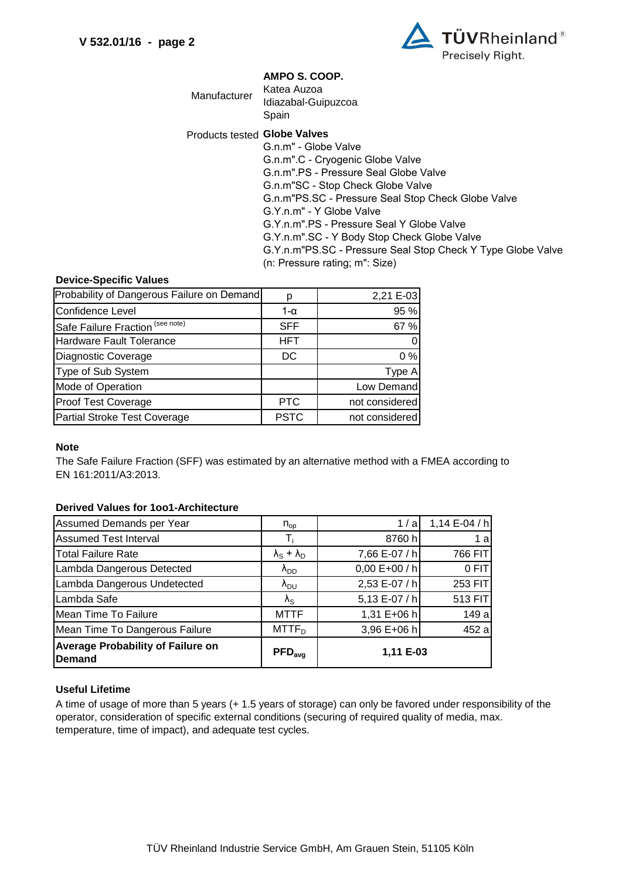| | |
|---|---|
| Manufacturer | **AMPO S. COOP.**<br>Katea Auzoa<br>Idiazabal-Guipuzcoa<br>Spain |
| Products tested | **Globe Valves**<br>G.n.m" - Globe Valve<br>G.n.m".C - Cryogenic Globe Valve<br>G.n.m".PS - Pressure Seal Globe Valve<br>G.n.m"SC - Stop Check Globe Valve<br>G.n.m"PS.SC - Pressure Seal Stop Check Globe Valve<br>G.Y.n.m" - Y Globe Valve<br>G.Y.n.m".PS - Pressure Seal Y Globe Valve<br>G.Y.n.m".SC - Y Body Stop Check Globe Valve<br>G.Y.n.m"PS.SC - Pressure Seal Stop Check Y Type Globe Valve<br>(n: Pressure rating; m": Size) |

### Device-Specific Values

| | | |
|---|---|---|
| Probability of Dangerous Failure on Demand | p | 2,21 E-03 |
| Confidence Level | 1-α | 95 % |
| Safe Failure Fraction (see note) | SFF | 67 % |
| Hardware Fault Tolerance | HFT | 0 |
| Diagnostic Coverage | DC | 0 % |
| Type of Sub System | | Type A |
| Mode of Operation | | Low Demand |
| Proof Test Coverage | PTC | not considered |
| Partial Stroke Test Coverage | PSTC | not considered |

### Note

The Safe Failure Fraction (SFF) was estimated by an alternative method with a FMEA according to EN 161:2011/A3:2013.

### Derived Values for 1oo1-Architecture

| | | | |
|---|---|---|---|
| Assumed Demands per Year | $n_{op}$ | 1 / a | 1,14 E-04 / h |
| Assumed Test Interval | $T_i$ | 8760 h | 1 a |
| Total Failure Rate | $\lambda_S + \lambda_D$ | 7,66 E-07 / h | 766 FIT |
| Lambda Dangerous Detected | $\lambda_{DD}$ | 0,00 E+00 / h | 0 FIT |
| Lambda Dangerous Undetected | $\lambda_{DU}$ | 2,53 E-07 / h | 253 FIT |
| Lambda Safe | $\lambda_S$ | 5,13 E-07 / h | 513 FIT |
| Mean Time To Failure | MTTF | 1,31 E+06 h | 149 a |
| Mean Time To Dangerous Failure | $MTTF_D$ | 3,96 E+06 h | 452 a |
| **Average Probability of Failure on Demand** | $\mathbf{PFD_{avg}}$ | **1,11 E-03** | |

### Useful Lifetime

A time of usage of more than 5 years (+ 1.5 years of storage) can only be favored under responsibility of the operator, consideration of specific external conditions (securing of required quality of media, max. temperature, time of impact), and adequate test cycles.

TÜV Rheinland Industrie Service GmbH, Am Grauen Stein, 51105 Köln